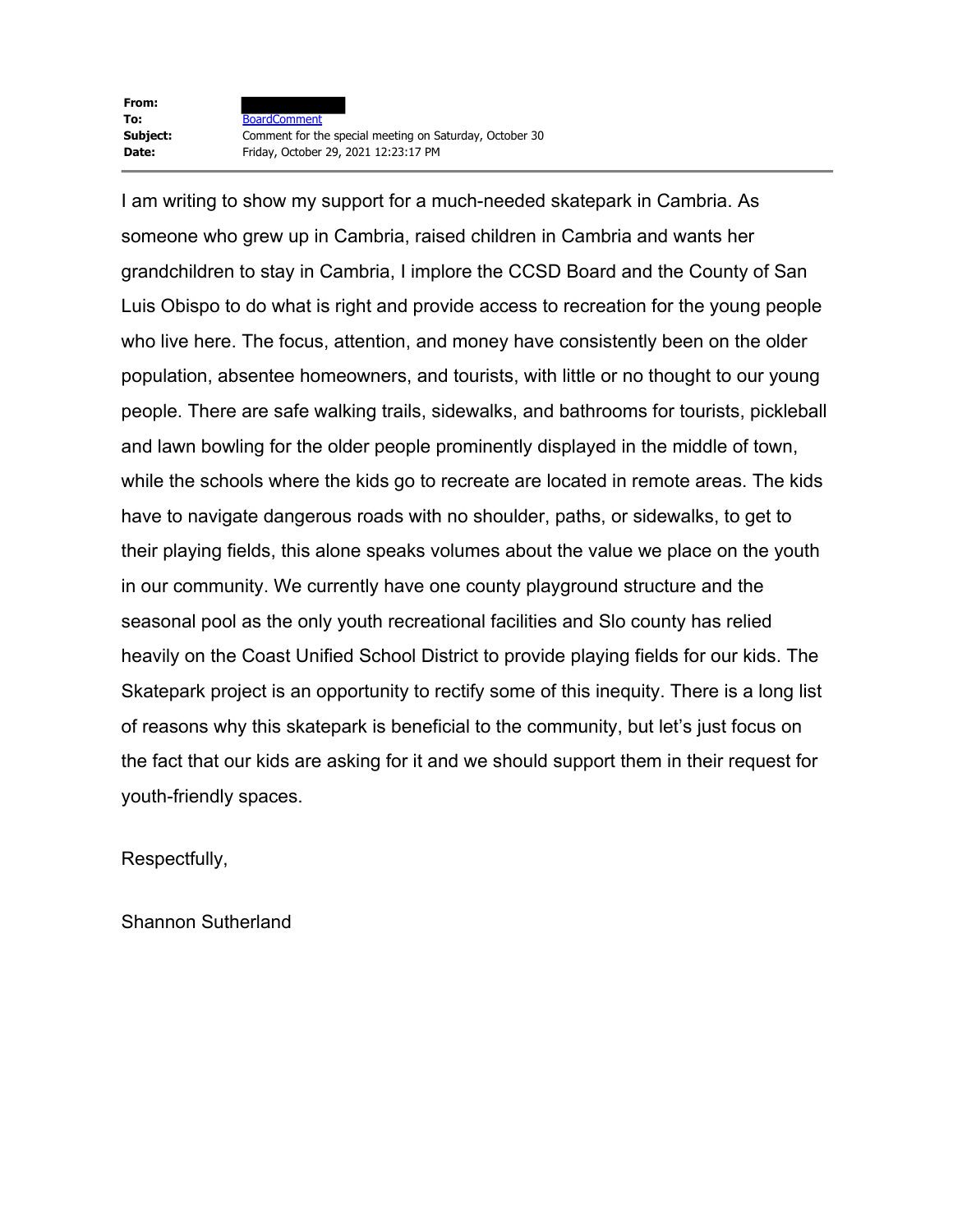| | |
|---|---|
| **From:** | |
| **To:** | BoardComment |
| **Subject:** | Comment for the special meeting on Saturday, October 30 |
| **Date:** | Friday, October 29, 2021 12:23:17 PM |

---

I am writing to show my support for a much-needed skatepark in Cambria. As someone who grew up in Cambria, raised children in Cambria and wants her grandchildren to stay in Cambria, I implore the CCSD Board and the County of San Luis Obispo to do what is right and provide access to recreation for the young people who live here. The focus, attention, and money have consistently been on the older population, absentee homeowners, and tourists, with little or no thought to our young people. There are safe walking trails, sidewalks, and bathrooms for tourists, pickleball and lawn bowling for the older people prominently displayed in the middle of town, while the schools where the kids go to recreate are located in remote areas. The kids have to navigate dangerous roads with no shoulder, paths, or sidewalks, to get to their playing fields, this alone speaks volumes about the value we place on the youth in our community. We currently have one county playground structure and the seasonal pool as the only youth recreational facilities and Slo county has relied heavily on the Coast Unified School District to provide playing fields for our kids. The Skatepark project is an opportunity to rectify some of this inequity. There is a long list of reasons why this skatepark is beneficial to the community, but let's just focus on the fact that our kids are asking for it and we should support them in their request for youth-friendly spaces.

Respectfully,

Shannon Sutherland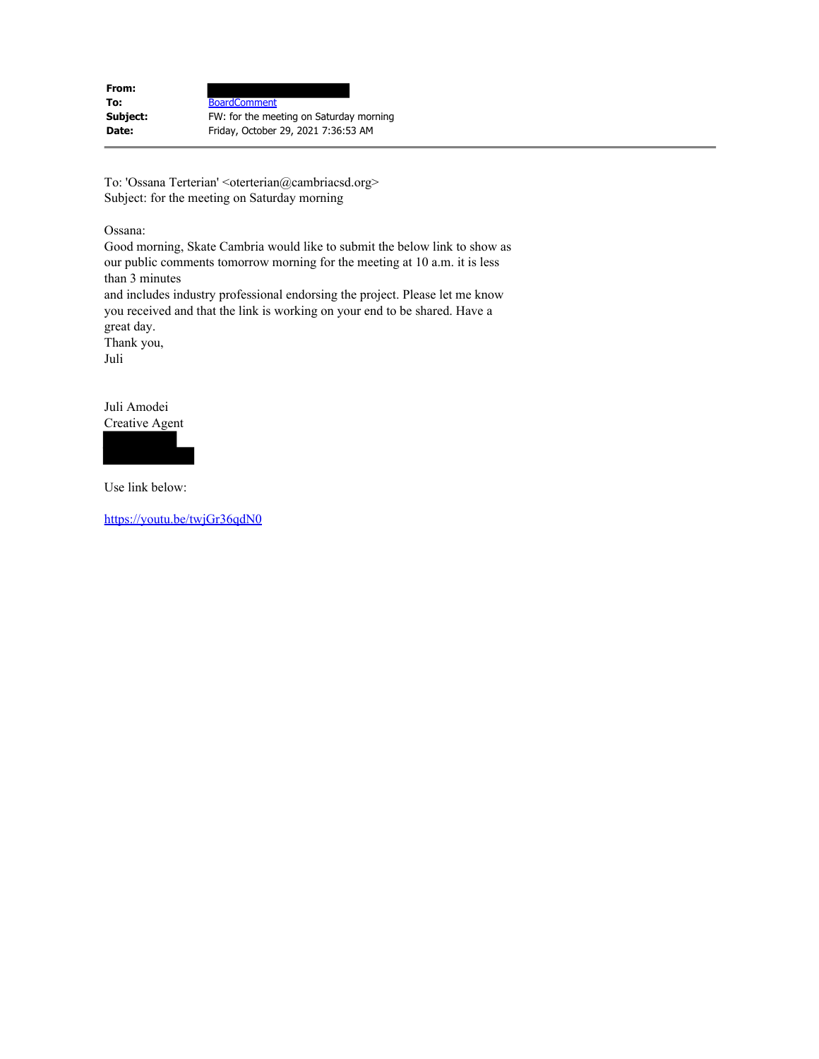| | |
|---|---|
| **From:** | |
| **To:** | BoardComment |
| **Subject:** | FW: for the meeting on Saturday morning |
| **Date:** | Friday, October 29, 2021 7:36:53 AM |

---

To: 'Ossana Terterian' <oterterian@cambriacsd.org>
Subject: for the meeting on Saturday morning

Ossana:
Good morning, Skate Cambria would like to submit the below link to show as our public comments tomorrow morning for the meeting at 10 a.m. it is less than 3 minutes
and includes industry professional endorsing the project. Please let me know you received and that the link is working on your end to be shared. Have a great day.
Thank you,
Juli

Juli Amodei
Creative Agent

Use link below:

https://youtu.be/twjGr36qdN0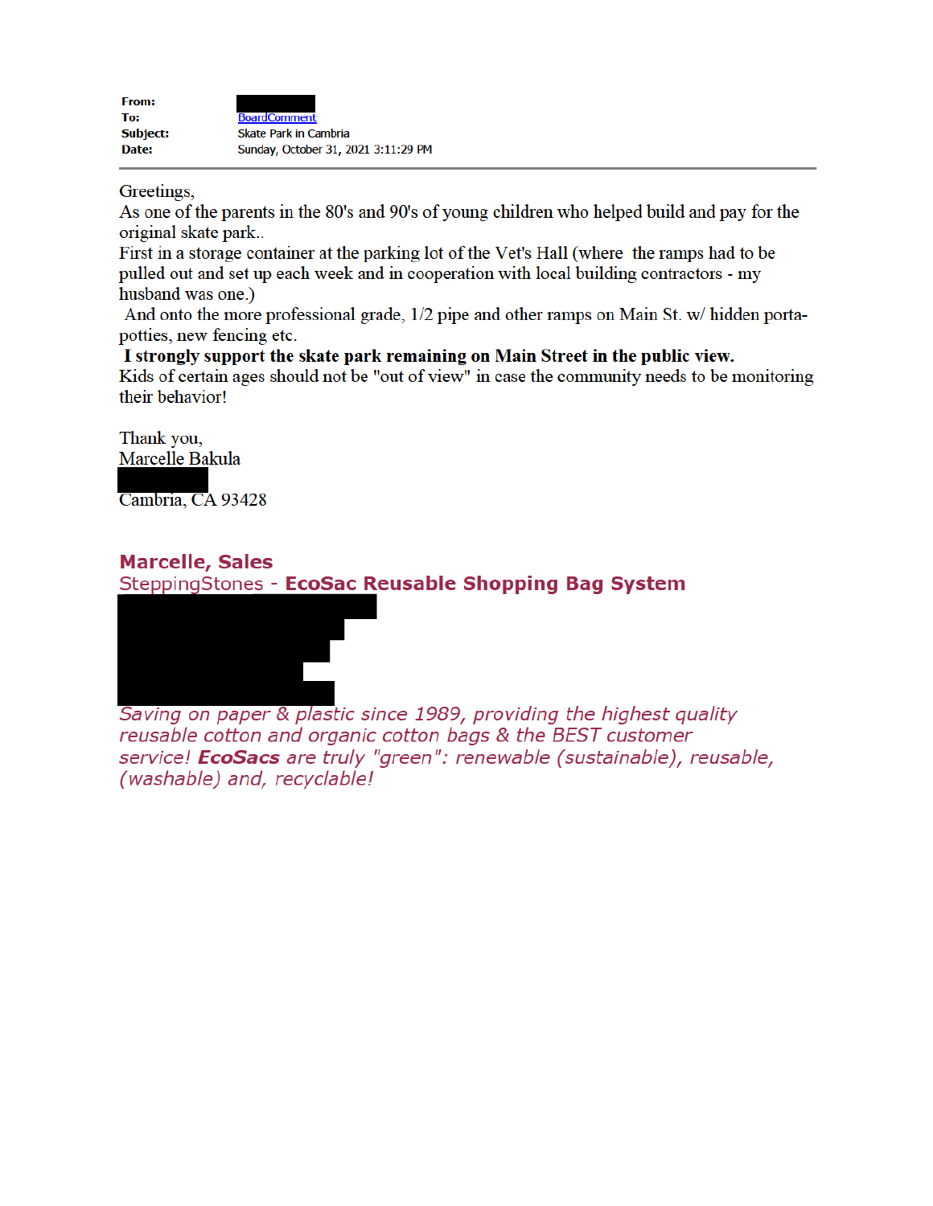**From:**
**To:** BoardComment
**Subject:** Skate Park in Cambria
**Date:** Sunday, October 31, 2021 3:11:29 PM

---

Greetings,
As one of the parents in the 80's and 90's of young children who helped build and pay for the original skate park..
First in a storage container at the parking lot of the Vet's Hall (where the ramps had to be pulled out and set up each week and in cooperation with local building contractors - my husband was one.)
And onto the more professional grade, 1/2 pipe and other ramps on Main St. w/ hidden porta-potties, new fencing etc.
**I strongly support the skate park remaining on Main Street in the public view.**
Kids of certain ages should not be "out of view" in case the community needs to be monitoring their behavior!

Thank you,
Marcelle Bakula

Cambria, CA 93428

**Marcelle, Sales**
SteppingStones - **EcoSac Reusable Shopping Bag System**

*Saving on paper & plastic since 1989, providing the highest quality reusable cotton and organic cotton bags & the BEST customer service!* ***EcoSacs*** *are truly "green": renewable (sustainable), reusable, (washable) and, recyclable!*